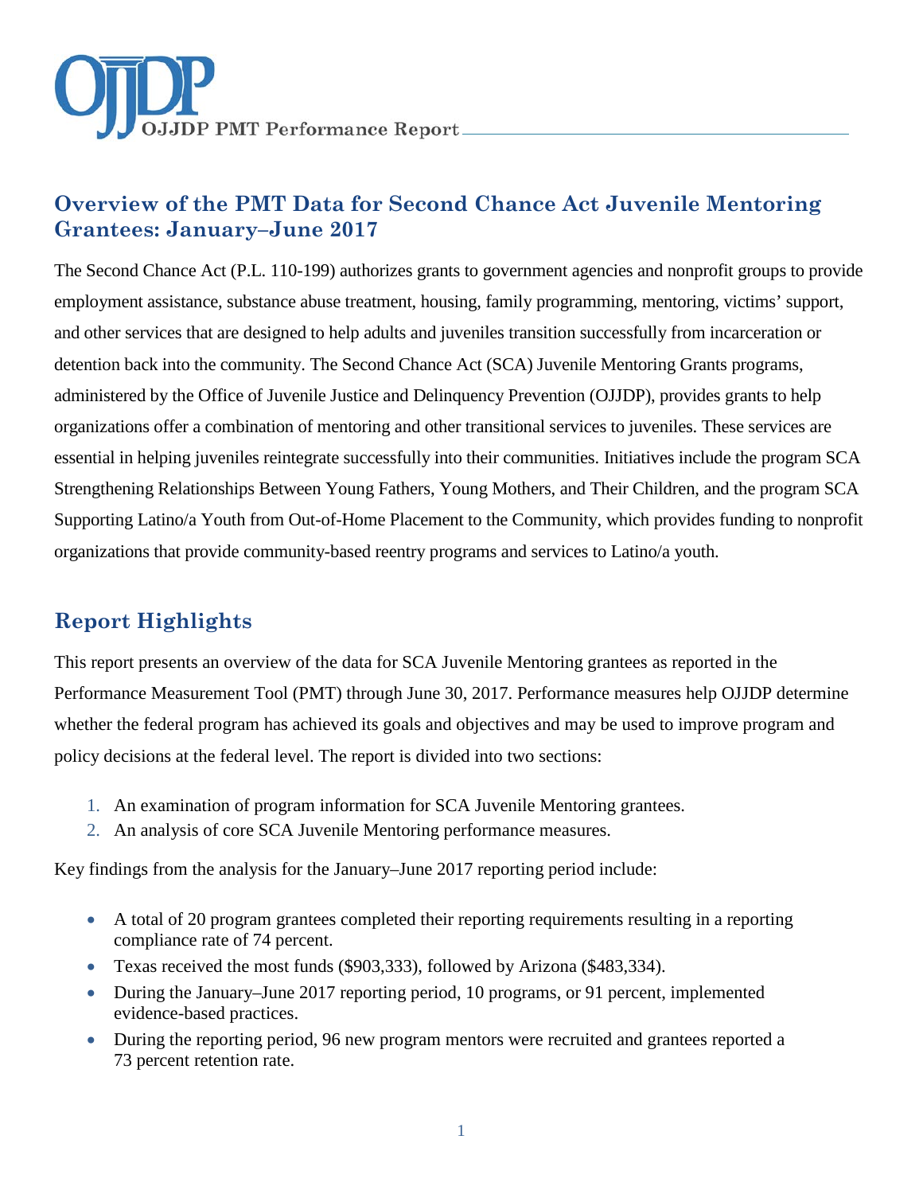# Overview of the PMT Data for Second Chance Act Juvenile Mentoring Grantees: January–June 2017

The Second Chance Act (P.L. 110-199) authorizes grants to government agencies and nonprofit groups to provide employment assistance, substance abuse treatment, housing, family programming, mentoring, victims' support, and other services that are designed to help adults and juveniles transition successfully from incarceration or detention back into the community. The Second Chance Act (SCA) Juvenile Mentoring Grants programs, administered by the Office of Juvenile Justice and Delinquency Prevention (OJJDP), provides grants to help organizations offer a combination of mentoring and other transitional services to juveniles. These services are essential in helping juveniles reintegrate successfully into their communities. Initiatives include the program SCA Strengthening Relationships Between Young Fathers, Young Mothers, and Their Children, and the program SCA Supporting Latino/a Youth from Out-of-Home Placement to the Community, which provides funding to nonprofit organizations that provide community-based reentry programs and services to Latino/a youth.

## Report Highlights

This report presents an overview of the data for SCA Juvenile Mentoring grantees as reported in the Performance Measurement Tool (PMT) through June 30, 2017. Performance measures help OJJDP determine whether the federal program has achieved its goals and objectives and may be used to improve program and policy decisions at the federal level. The report is divided into two sections:

1. An examination of program information for SCA Juvenile Mentoring grantees.
2. An analysis of core SCA Juvenile Mentoring performance measures.

Key findings from the analysis for the January–June 2017 reporting period include:

- A total of 20 program grantees completed their reporting requirements resulting in a reporting compliance rate of 74 percent.
- Texas received the most funds ($903,333), followed by Arizona ($483,334).
- During the January–June 2017 reporting period, 10 programs, or 91 percent, implemented evidence-based practices.
- During the reporting period, 96 new program mentors were recruited and grantees reported a 73 percent retention rate.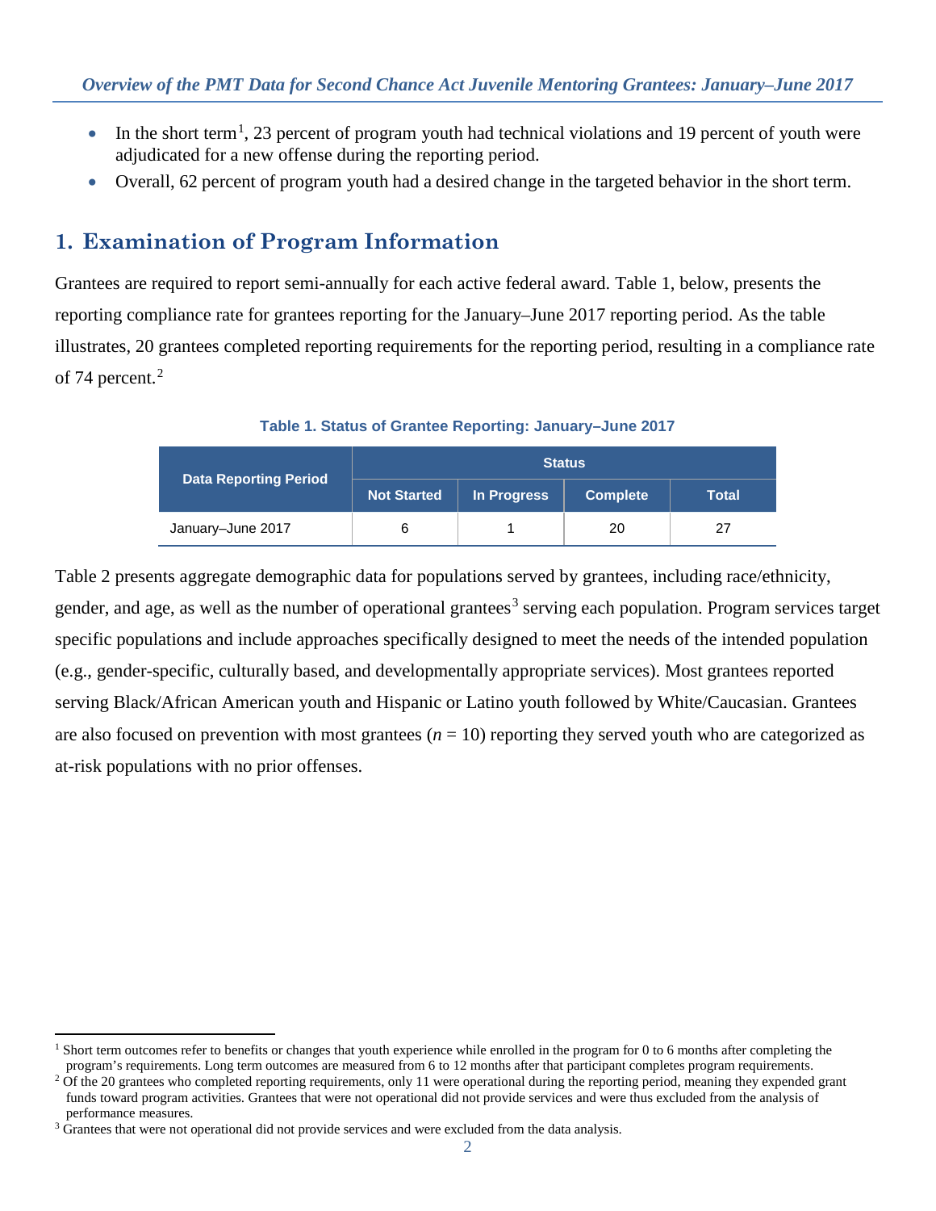- In the short term[1], 23 percent of program youth had technical violations and 19 percent of youth were adjudicated for a new offense during the reporting period.
- Overall, 62 percent of program youth had a desired change in the targeted behavior in the short term.

## 1. Examination of Program Information

Grantees are required to report semi-annually for each active federal award. Table 1, below, presents the reporting compliance rate for grantees reporting for the January–June 2017 reporting period. As the table illustrates, 20 grantees completed reporting requirements for the reporting period, resulting in a compliance rate of 74 percent.[2]

**Table 1. Status of Grantee Reporting: January–June 2017**

| Data Reporting Period | Status | | | |
|---|---|---|---|---|
| | Not Started | In Progress | Complete | Total |
| January–June 2017 | 6 | 1 | 20 | 27 |

Table 2 presents aggregate demographic data for populations served by grantees, including race/ethnicity, gender, and age, as well as the number of operational grantees[3] serving each population. Program services target specific populations and include approaches specifically designed to meet the needs of the intended population (e.g., gender-specific, culturally based, and developmentally appropriate services). Most grantees reported serving Black/African American youth and Hispanic or Latino youth followed by White/Caucasian. Grantees are also focused on prevention with most grantees ($n$ = 10) reporting they served youth who are categorized as at-risk populations with no prior offenses.

---

[1] Short term outcomes refer to benefits or changes that youth experience while enrolled in the program for 0 to 6 months after completing the program's requirements. Long term outcomes are measured from 6 to 12 months after that participant completes program requirements.

[2] Of the 20 grantees who completed reporting requirements, only 11 were operational during the reporting period, meaning they expended grant funds toward program activities. Grantees that were not operational did not provide services and were thus excluded from the analysis of performance measures.

[3] Grantees that were not operational did not provide services and were excluded from the data analysis.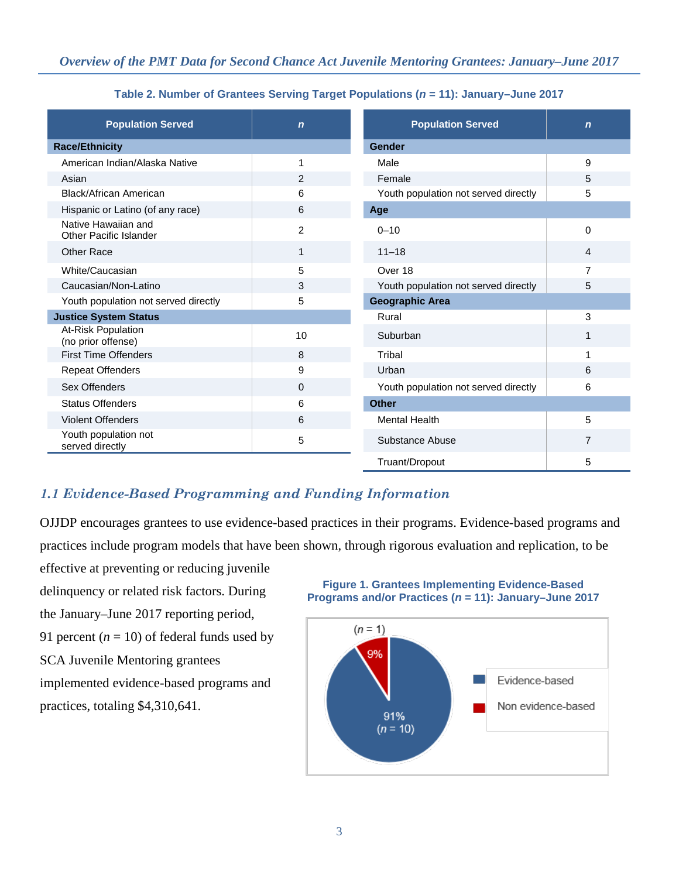**Table 2. Number of Grantees Serving Target Populations (*n* = 11): January–June 2017**

| Population Served | *n* | Population Served | *n* |
|---|---|---|---|
| **Race/Ethnicity** | | **Gender** | |
| American Indian/Alaska Native | 1 | Male | 9 |
| Asian | 2 | Female | 5 |
| Black/African American | 6 | Youth population not served directly | 5 |
| Hispanic or Latino (of any race) | 6 | **Age** | |
| Native Hawaiian and Other Pacific Islander | 2 | 0–10 | 0 |
| Other Race | 1 | 11–18 | 4 |
| White/Caucasian | 5 | Over 18 | 7 |
| Caucasian/Non-Latino | 3 | Youth population not served directly | 5 |
| Youth population not served directly | 5 | **Geographic Area** | |
| **Justice System Status** | | Rural | 3 |
| At-Risk Population (no prior offense) | 10 | Suburban | 1 |
| First Time Offenders | 8 | Tribal | 1 |
| Repeat Offenders | 9 | Urban | 6 |
| Sex Offenders | 0 | Youth population not served directly | 6 |
| Status Offenders | 6 | **Other** | |
| Violent Offenders | 6 | Mental Health | 5 |
| Youth population not served directly | 5 | Substance Abuse | 7 |
| | | Truant/Dropout | 5 |

## 1.1 Evidence-Based Programming and Funding Information

OJJDP encourages grantees to use evidence-based practices in their programs. Evidence-based programs and practices include program models that have been shown, through rigorous evaluation and replication, to be effective at preventing or reducing juvenile delinquency or related risk factors. During the January–June 2017 reporting period, 91 percent (*n* = 10) of federal funds used by SCA Juvenile Mentoring grantees implemented evidence-based programs and practices, totaling $4,310,641.

**Figure 1. Grantees Implementing Evidence-Based Programs and/or Practices (*n* = 11): January–June 2017**

| Category | Percent | *n* |
|---|---|---|
| Evidence-based | 91% | 10 |
| Non evidence-based | 9% | 1 |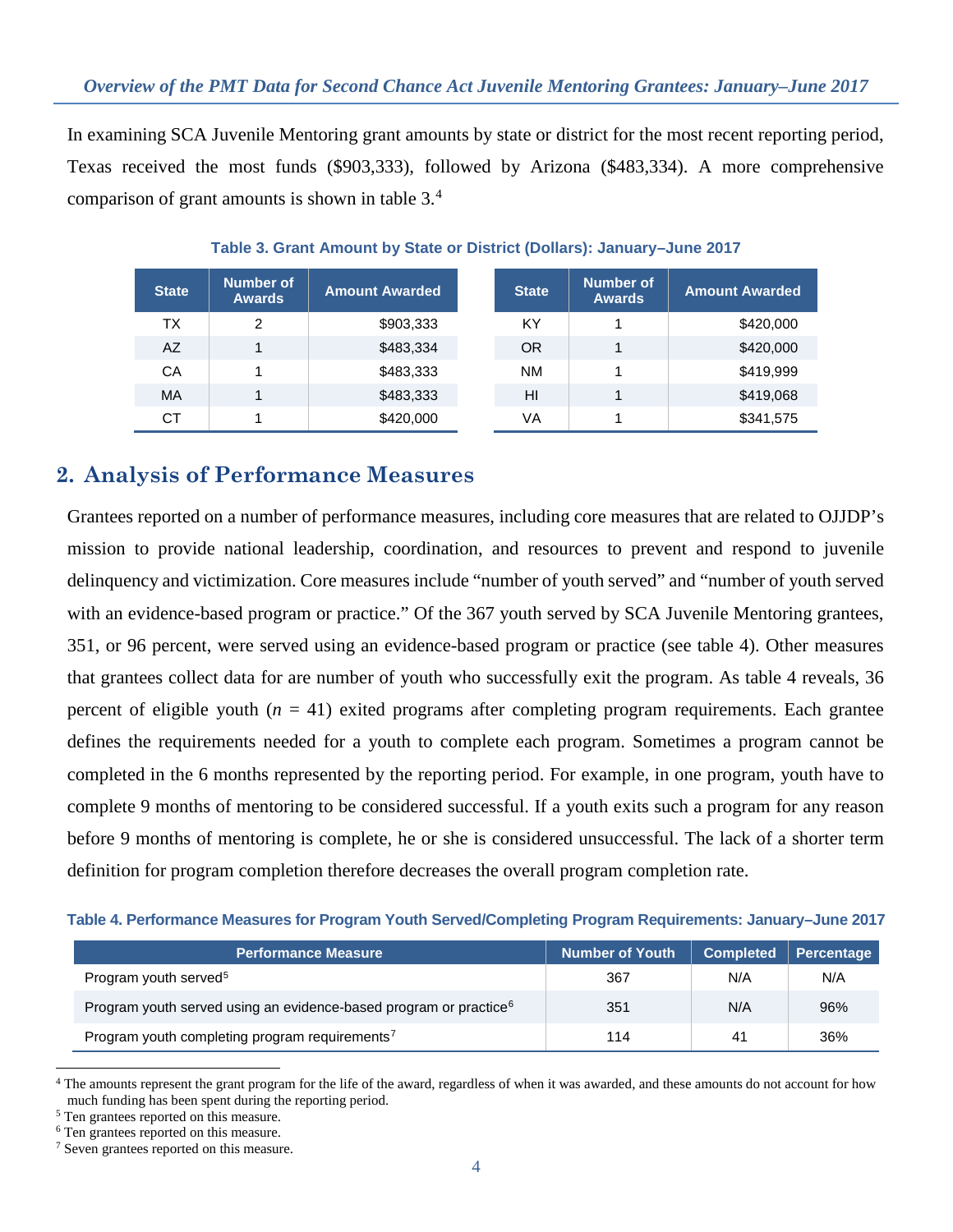In examining SCA Juvenile Mentoring grant amounts by state or district for the most recent reporting period, Texas received the most funds ($903,333), followed by Arizona ($483,334). A more comprehensive comparison of grant amounts is shown in table 3.[4]

**Table 3. Grant Amount by State or District (Dollars): January–June 2017**

| State | Number of Awards | Amount Awarded | State | Number of Awards | Amount Awarded |
|---|---|---|---|---|---|
| TX | 2 | $903,333 | KY | 1 | $420,000 |
| AZ | 1 | $483,334 | OR | 1 | $420,000 |
| CA | 1 | $483,333 | NM | 1 | $419,999 |
| MA | 1 | $483,333 | HI | 1 | $419,068 |
| CT | 1 | $420,000 | VA | 1 | $341,575 |

## 2. Analysis of Performance Measures

Grantees reported on a number of performance measures, including core measures that are related to OJJDP's mission to provide national leadership, coordination, and resources to prevent and respond to juvenile delinquency and victimization. Core measures include "number of youth served" and "number of youth served with an evidence-based program or practice." Of the 367 youth served by SCA Juvenile Mentoring grantees, 351, or 96 percent, were served using an evidence-based program or practice (see table 4). Other measures that grantees collect data for are number of youth who successfully exit the program. As table 4 reveals, 36 percent of eligible youth ($n$ = 41) exited programs after completing program requirements. Each grantee defines the requirements needed for a youth to complete each program. Sometimes a program cannot be completed in the 6 months represented by the reporting period. For example, in one program, youth have to complete 9 months of mentoring to be considered successful. If a youth exits such a program for any reason before 9 months of mentoring is complete, he or she is considered unsuccessful. The lack of a shorter term definition for program completion therefore decreases the overall program completion rate.

**Table 4. Performance Measures for Program Youth Served/Completing Program Requirements: January–June 2017**

| Performance Measure | Number of Youth | Completed | Percentage |
|---|---|---|---|
| Program youth served[5] | 367 | N/A | N/A |
| Program youth served using an evidence-based program or practice[6] | 351 | N/A | 96% |
| Program youth completing program requirements[7] | 114 | 41 | 36% |

[4] The amounts represent the grant program for the life of the award, regardless of when it was awarded, and these amounts do not account for how much funding has been spent during the reporting period.

[5] Ten grantees reported on this measure.

[6] Ten grantees reported on this measure.

[7] Seven grantees reported on this measure.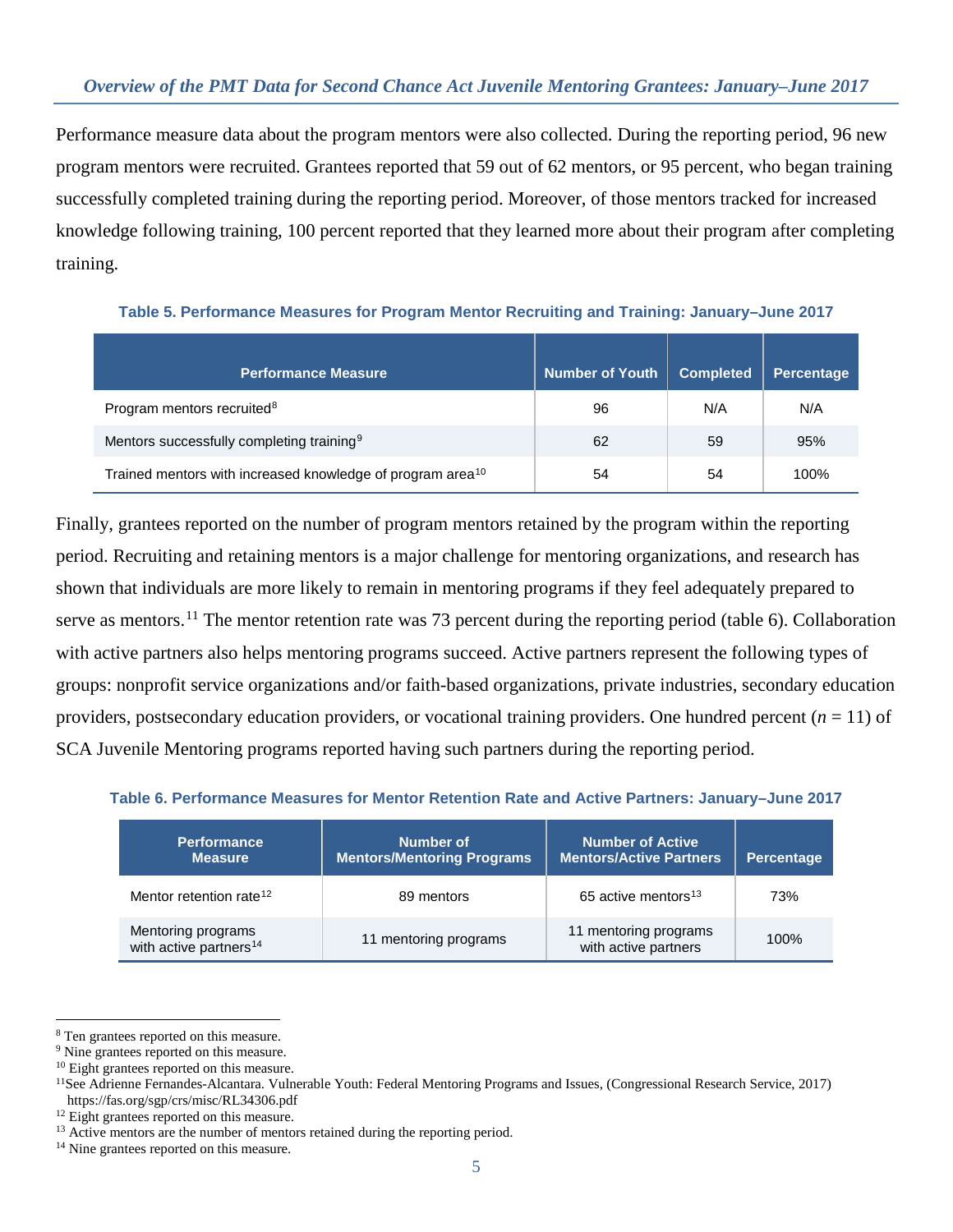Performance measure data about the program mentors were also collected. During the reporting period, 96 new program mentors were recruited. Grantees reported that 59 out of 62 mentors, or 95 percent, who began training successfully completed training during the reporting period. Moreover, of those mentors tracked for increased knowledge following training, 100 percent reported that they learned more about their program after completing training.

**Table 5. Performance Measures for Program Mentor Recruiting and Training: January–June 2017**

| Performance Measure | Number of Youth | Completed | Percentage |
|---|---|---|---|
| Program mentors recruited[8] | 96 | N/A | N/A |
| Mentors successfully completing training[9] | 62 | 59 | 95% |
| Trained mentors with increased knowledge of program area[10] | 54 | 54 | 100% |

Finally, grantees reported on the number of program mentors retained by the program within the reporting period. Recruiting and retaining mentors is a major challenge for mentoring organizations, and research has shown that individuals are more likely to remain in mentoring programs if they feel adequately prepared to serve as mentors.[11] The mentor retention rate was 73 percent during the reporting period (table 6). Collaboration with active partners also helps mentoring programs succeed. Active partners represent the following types of groups: nonprofit service organizations and/or faith-based organizations, private industries, secondary education providers, postsecondary education providers, or vocational training providers. One hundred percent ($n = 11$) of SCA Juvenile Mentoring programs reported having such partners during the reporting period.

**Table 6. Performance Measures for Mentor Retention Rate and Active Partners: January–June 2017**

| Performance Measure | Number of Mentors/Mentoring Programs | Number of Active Mentors/Active Partners | Percentage |
|---|---|---|---|
| Mentor retention rate[12] | 89 mentors | 65 active mentors[13] | 73% |
| Mentoring programs with active partners[14] | 11 mentoring programs | 11 mentoring programs with active partners | 100% |

---

[8] Ten grantees reported on this measure.
[9] Nine grantees reported on this measure.
[10] Eight grantees reported on this measure.
[11] See Adrienne Fernandes-Alcantara. Vulnerable Youth: Federal Mentoring Programs and Issues, (Congressional Research Service, 2017) https://fas.org/sgp/crs/misc/RL34306.pdf
[12] Eight grantees reported on this measure.
[13] Active mentors are the number of mentors retained during the reporting period.
[14] Nine grantees reported on this measure.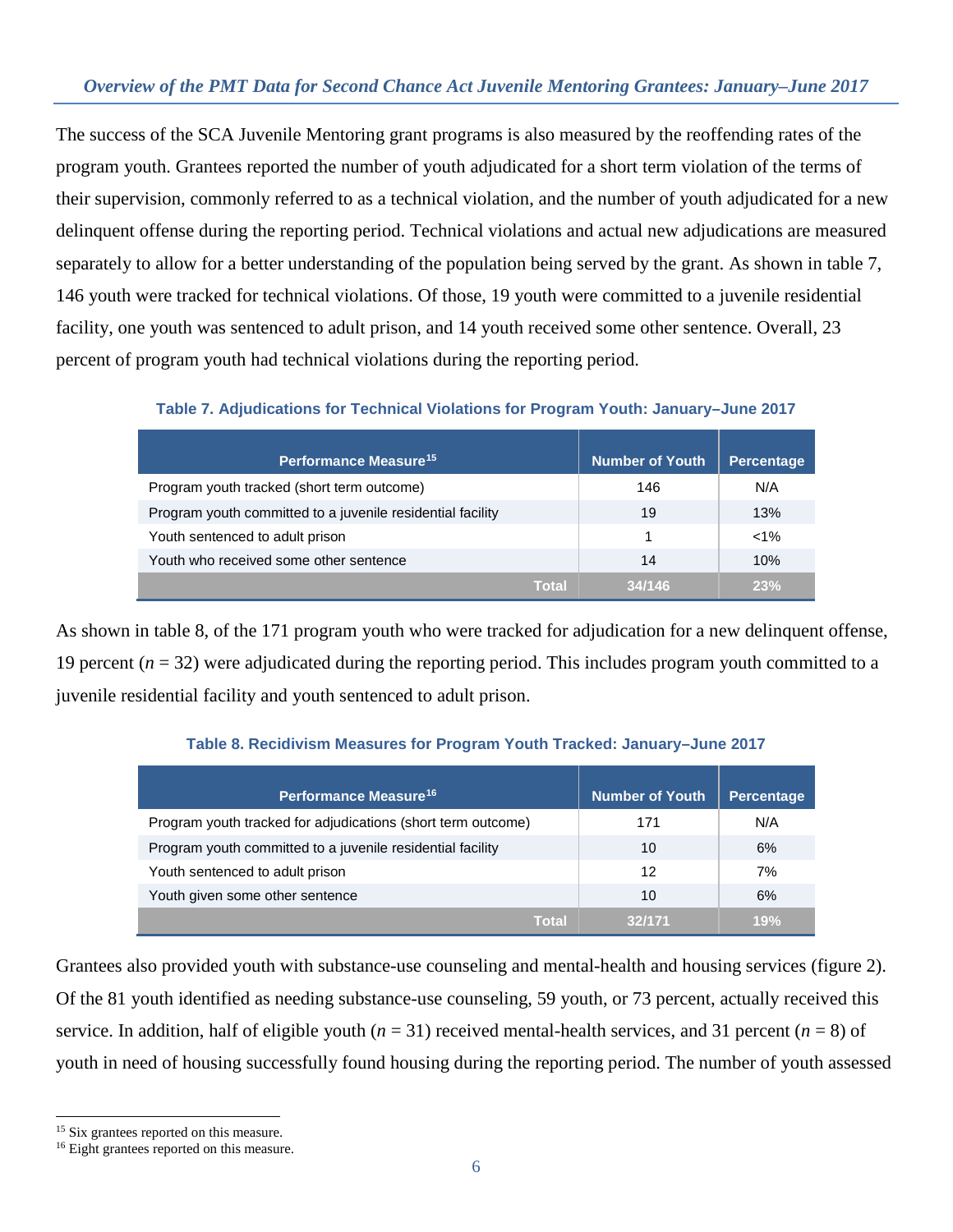The success of the SCA Juvenile Mentoring grant programs is also measured by the reoffending rates of the program youth. Grantees reported the number of youth adjudicated for a short term violation of the terms of their supervision, commonly referred to as a technical violation, and the number of youth adjudicated for a new delinquent offense during the reporting period. Technical violations and actual new adjudications are measured separately to allow for a better understanding of the population being served by the grant. As shown in table 7, 146 youth were tracked for technical violations. Of those, 19 youth were committed to a juvenile residential facility, one youth was sentenced to adult prison, and 14 youth received some other sentence. Overall, 23 percent of program youth had technical violations during the reporting period.

**Table 7. Adjudications for Technical Violations for Program Youth: January–June 2017**

| Performance Measure[15] | Number of Youth | Percentage |
|---|---|---|
| Program youth tracked (short term outcome) | 146 | N/A |
| Program youth committed to a juvenile residential facility | 19 | 13% |
| Youth sentenced to adult prison | 1 | <1% |
| Youth who received some other sentence | 14 | 10% |
| **Total** | **34/146** | **23%** |

As shown in table 8, of the 171 program youth who were tracked for adjudication for a new delinquent offense, 19 percent ($n$ = 32) were adjudicated during the reporting period. This includes program youth committed to a juvenile residential facility and youth sentenced to adult prison.

**Table 8. Recidivism Measures for Program Youth Tracked: January–June 2017**

| Performance Measure[16] | Number of Youth | Percentage |
|---|---|---|
| Program youth tracked for adjudications (short term outcome) | 171 | N/A |
| Program youth committed to a juvenile residential facility | 10 | 6% |
| Youth sentenced to adult prison | 12 | 7% |
| Youth given some other sentence | 10 | 6% |
| **Total** | **32/171** | **19%** |

Grantees also provided youth with substance-use counseling and mental-health and housing services (figure 2). Of the 81 youth identified as needing substance-use counseling, 59 youth, or 73 percent, actually received this service. In addition, half of eligible youth ($n$ = 31) received mental-health services, and 31 percent ($n$ = 8) of youth in need of housing successfully found housing during the reporting period. The number of youth assessed

[15] Six grantees reported on this measure.

[16] Eight grantees reported on this measure.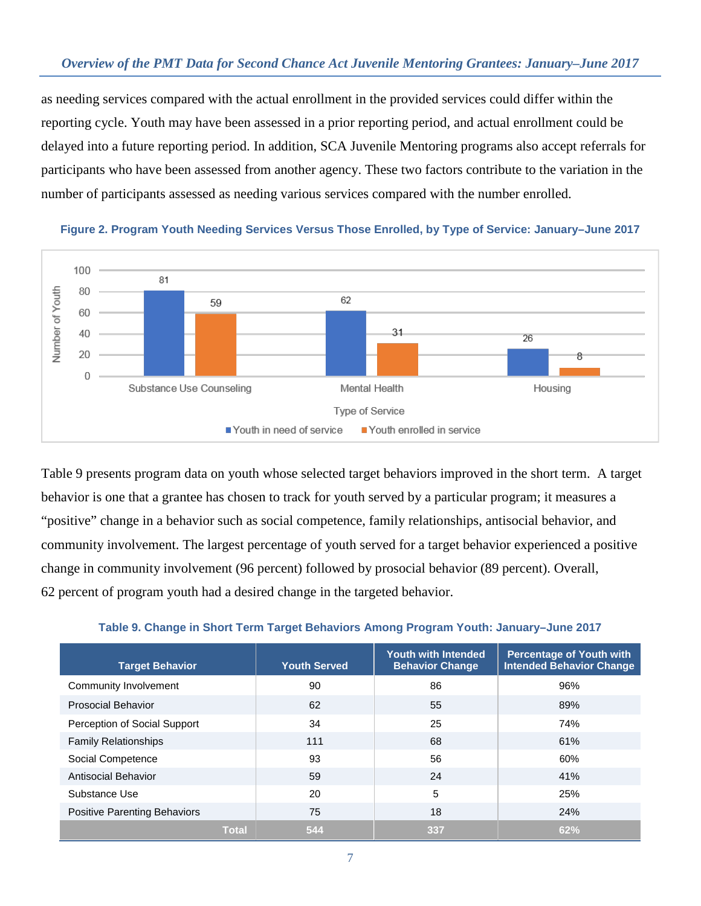as needing services compared with the actual enrollment in the provided services could differ within the reporting cycle. Youth may have been assessed in a prior reporting period, and actual enrollment could be delayed into a future reporting period. In addition, SCA Juvenile Mentoring programs also accept referrals for participants who have been assessed from another agency. These two factors contribute to the variation in the number of participants assessed as needing various services compared with the number enrolled.

**Figure 2. Program Youth Needing Services Versus Those Enrolled, by Type of Service: January–June 2017**

| Type of Service | Youth in need of service | Youth enrolled in service |
|---|---|---|
| Substance Use Counseling | 81 | 59 |
| Mental Health | 62 | 31 |
| Housing | 26 | 8 |

Table 9 presents program data on youth whose selected target behaviors improved in the short term. A target behavior is one that a grantee has chosen to track for youth served by a particular program; it measures a "positive" change in a behavior such as social competence, family relationships, antisocial behavior, and community involvement. The largest percentage of youth served for a target behavior experienced a positive change in community involvement (96 percent) followed by prosocial behavior (89 percent). Overall, 62 percent of program youth had a desired change in the targeted behavior.

**Table 9. Change in Short Term Target Behaviors Among Program Youth: January–June 2017**

| Target Behavior | Youth Served | Youth with Intended Behavior Change | Percentage of Youth with Intended Behavior Change |
|---|---|---|---|
| Community Involvement | 90 | 86 | 96% |
| Prosocial Behavior | 62 | 55 | 89% |
| Perception of Social Support | 34 | 25 | 74% |
| Family Relationships | 111 | 68 | 61% |
| Social Competence | 93 | 56 | 60% |
| Antisocial Behavior | 59 | 24 | 41% |
| Substance Use | 20 | 5 | 25% |
| Positive Parenting Behaviors | 75 | 18 | 24% |
| **Total** | **544** | **337** | **62%** |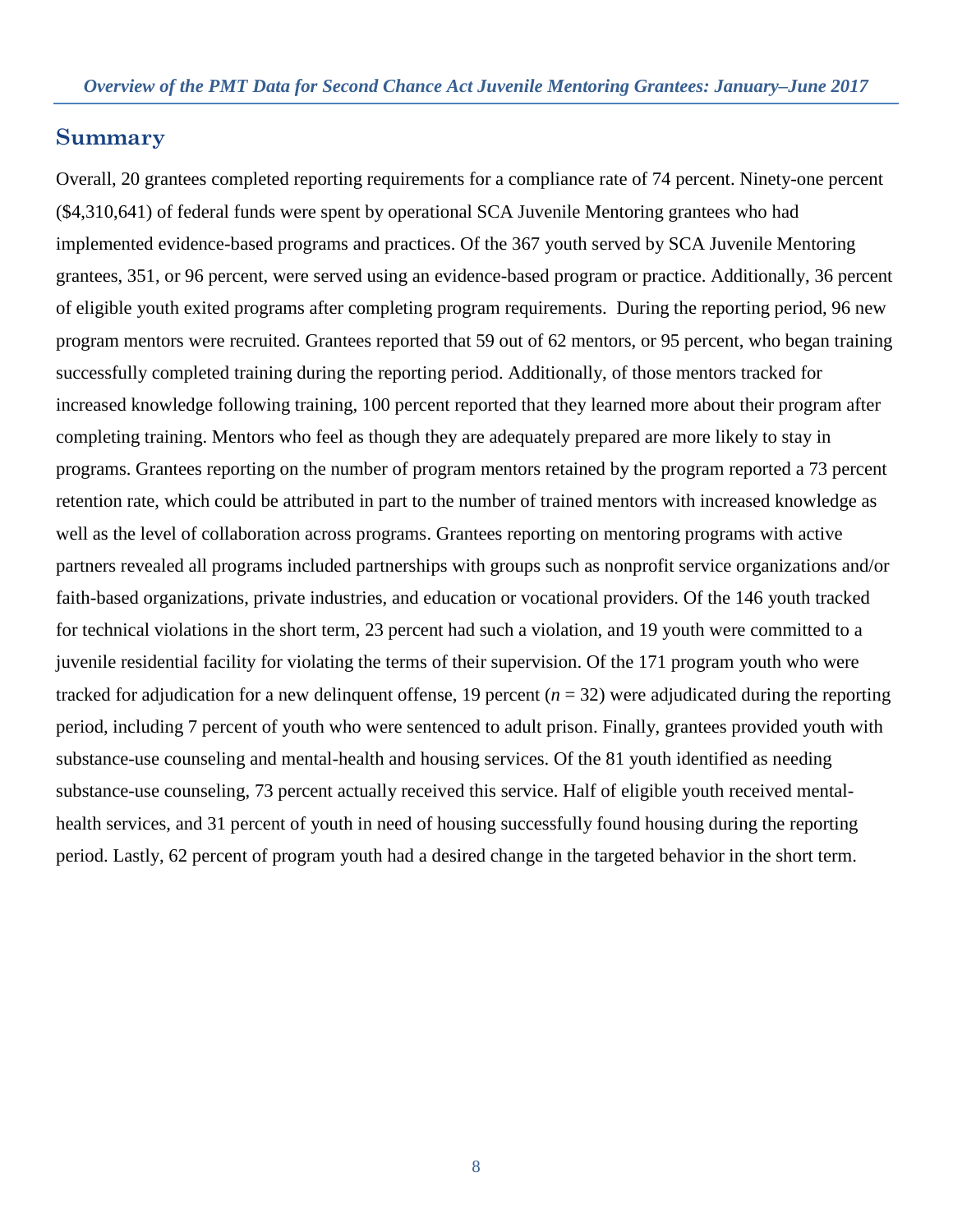## Summary

Overall, 20 grantees completed reporting requirements for a compliance rate of 74 percent. Ninety-one percent ($4,310,641) of federal funds were spent by operational SCA Juvenile Mentoring grantees who had implemented evidence-based programs and practices. Of the 367 youth served by SCA Juvenile Mentoring grantees, 351, or 96 percent, were served using an evidence-based program or practice. Additionally, 36 percent of eligible youth exited programs after completing program requirements. During the reporting period, 96 new program mentors were recruited. Grantees reported that 59 out of 62 mentors, or 95 percent, who began training successfully completed training during the reporting period. Additionally, of those mentors tracked for increased knowledge following training, 100 percent reported that they learned more about their program after completing training. Mentors who feel as though they are adequately prepared are more likely to stay in programs. Grantees reporting on the number of program mentors retained by the program reported a 73 percent retention rate, which could be attributed in part to the number of trained mentors with increased knowledge as well as the level of collaboration across programs. Grantees reporting on mentoring programs with active partners revealed all programs included partnerships with groups such as nonprofit service organizations and/or faith-based organizations, private industries, and education or vocational providers. Of the 146 youth tracked for technical violations in the short term, 23 percent had such a violation, and 19 youth were committed to a juvenile residential facility for violating the terms of their supervision. Of the 171 program youth who were tracked for adjudication for a new delinquent offense, 19 percent ($n$ = 32) were adjudicated during the reporting period, including 7 percent of youth who were sentenced to adult prison. Finally, grantees provided youth with substance-use counseling and mental-health and housing services. Of the 81 youth identified as needing substance-use counseling, 73 percent actually received this service. Half of eligible youth received mental-health services, and 31 percent of youth in need of housing successfully found housing during the reporting period. Lastly, 62 percent of program youth had a desired change in the targeted behavior in the short term.